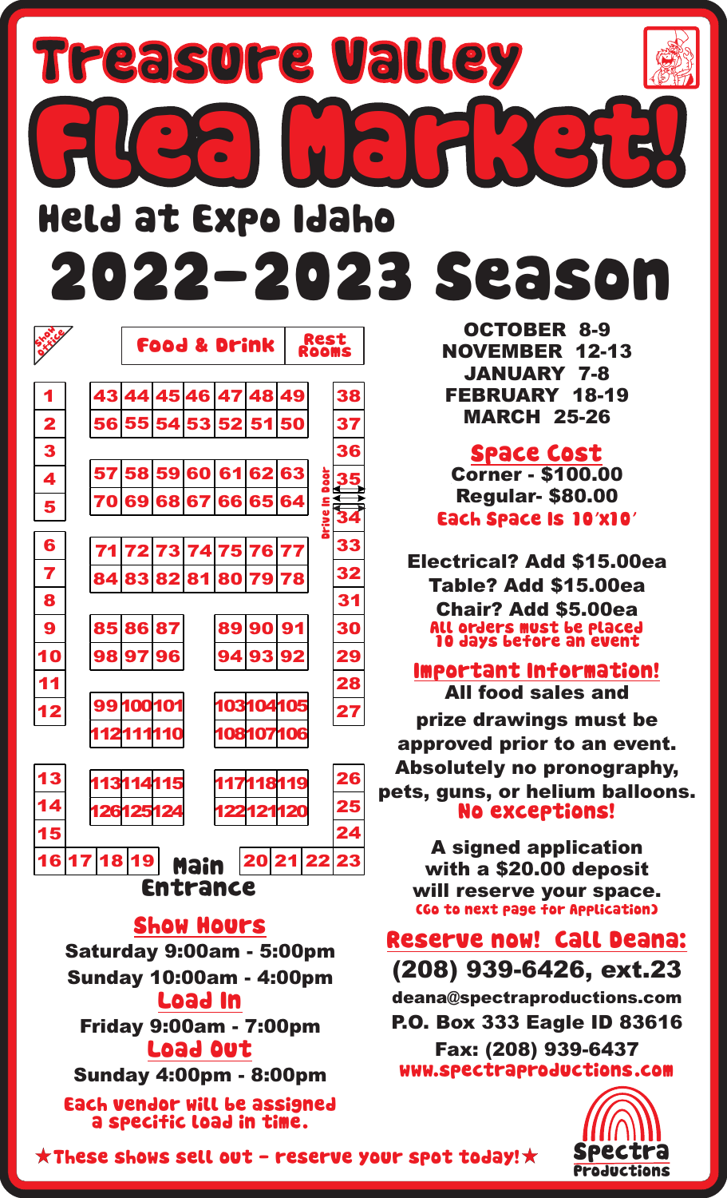# Treasure Valley Flea Market!

## Held at Expo Idaho

# 2022-2023 Season

Show Office

Food & Drink | Rest Rooms

| 1 | | 43 | 44 | 45 | 46 | 47 | 48 | 49 | | 38 |
|---|---|---|---|---|---|---|---|---|---|---|
| 2 | | 56 | 55 | 54 | 53 | 52 | 51 | 50 | | 37 |
| 3 | | | | | | | | | | 36 |
| 4 | | 57 | 58 | 59 | 60 | 61 | 62 | 63 | | 35 |
| 5 | | 70 | 69 | 68 | 67 | 66 | 65 | 64 | Drive In Door | 34 |
| 6 | | 71 | 72 | 73 | 74 | 75 | 76 | 77 | | 33 |
| 7 | | 84 | 83 | 82 | 81 | 80 | 79 | 78 | | 32 |
| 8 | | | | | | | | | | 31 |
| 9 | | 85 | 86 | 87 | | 89 | 90 | 91 | | 30 |
| 10 | | 98 | 97 | 96 | | 94 | 93 | 92 | | 29 |
| 11 | | | | | | | | | | 28 |
| 12 | | 99 | 100 | 101 | | 103 | 104 | 105 | | 27 |
| | | 112 | 111 | 110 | | 108 | 107 | 106 | | |
| 13 | | 113 | 114 | 115 | | 117 | 118 | 119 | | 26 |
| 14 | | 126 | 125 | 124 | | 122 | 121 | 120 | | 25 |
| 15 | | | | | | | | | | 24 |
| 16 | 17 | 18 | 19 | Main Entrance | | 20 | 21 | 22 | | 23 |

OCTOBER 8-9
NOVEMBER 12-13
JANUARY 7-8
FEBRUARY 18-19
MARCH 25-26

## Space Cost

Corner - $100.00
Regular- $80.00
Each Space Is 10'x10'

Electrical? Add $15.00ea
Table? Add $15.00ea
Chair? Add $5.00ea
All orders must be placed 10 days before an event

## Important Information!

All food sales and prize drawings must be approved prior to an event. Absolutely no pronography, pets, guns, or helium balloons. No exceptions!

A signed application with a $20.00 deposit will reserve your space. (Go to next page for Application)

## Show Hours

Saturday 9:00am - 5:00pm
Sunday 10:00am - 4:00pm

## Load In

Friday 9:00am - 7:00pm

## Load Out

Sunday 4:00pm - 8:00pm

Each vendor will be assigned a specific load in time.

## Reserve now! Call Deana:

(208) 939-6426, ext.23
deana@spectraproductions.com
P.O. Box 333 Eagle ID 83616
Fax: (208) 939-6437
www.spectraproductions.com

★These shows sell out - reserve your spot today!★

Spectra Productions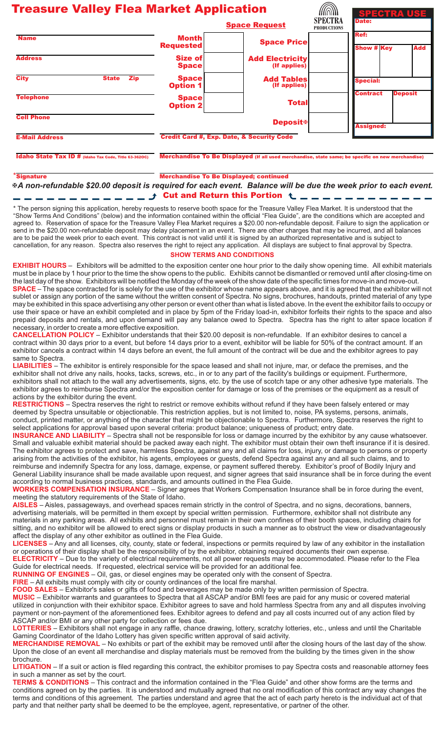# Treasure Valley Flea Market Application

| | | | | | |
|---|---|---|---|---|---|
| **Name** | **Month Requested** | | **Space Price** | | |
| **Address** | **Size of Space** | | **Add Electricity** (If applies) | | |
| **City** **State** **Zip** | **Space Option 1** | | **Add Tables** (If applies) | | |
| **Telephone** | **Space Option 2** | | **Total** | | |
| **Cell Phone** | | | **Deposit**✠ | | |

**Space Request**

SPECTRA PRODUCTIONS

**SPECTRA USE**

| | | |
|---|---|---|
| Date: | | |
| Ref: | | |
| Show # | Key | Add |
| Special: | | |
| Contract | Deposit | |
| Assigned: | | |

**E-Mail Address**

**Credit Card #, Exp. Date, & Security Code**

**Idaho State Tax ID #** (Idaho Tax Code, Title 63-3620C)

**Merchandise To Be Displayed** (If all used merchandise, state same; be specific on new merchandise)

***Signature**

**Merchandise To Be Displayed; continued**

***✠A non-refundable $20.00 deposit is required for each event. Balance will be due the week prior to each event.***

**Cut and Return this Portion**

* The person signing this application, hereby requests to reserve booth space for the Treasure Valley Flea Market. It is understood that the "Show Terms And Conditions" (below) and the information contained within the official "Flea Guide", are the conditions which are accepted and agreed to. Reservation of space for the Treasure Valley Flea Market requires a $20.00 non-refundable deposit. Failure to sign the application or send in the $20.00 non-refundable deposit may delay placement in an event. There are other charges that may be incurred, and all balances are to be paid the week prior to each event. This contract is not valid until it is signed by an authorized representative and is subject to cancellation, for any reason. Spectra also reserves the right to reject any application. All displays are subject to final approval by Spectra.

## SHOW TERMS AND CONDITIONS

**EXHIBIT HOURS** – Exhibitors will be admitted to the exposition center one hour prior to the daily show opening time. All exhibit materials must be in place by 1 hour prior to the time the show opens to the public. Exhibits cannot be dismantled or removed until after closing-time on the last day of the show. Exhibitors will be notified the Monday of the week of the show date of the specific times for move-in and move-out.

**SPACE** – The space contracted for is solely for the use of the exhibitor whose name appears above, and it is agreed that the exhibitor will not sublet or assign any portion of the same without the written consent of Spectra. No signs, brochures, handouts, printed material of any type may be exhibited in this space advertising any other person or event other than what is listed above. In the event the exhibitor fails to occupy or use their space or have an exhibit completed and in place by 5pm of the Friday load-in, exhibitor forfeits their rights to the space and also prepaid deposits and rentals, and upon demand will pay any balance owed to Spectra. Spectra has the right to alter space location if necessary, in order to create a more effective exposition.

**CANCELLATION POLICY** – Exhibitor understands that their $20.00 deposit is non-refundable. If an exhibitor desires to cancel a contract within 30 days prior to a event, but before 14 days prior to a event, exhibitor will be liable for 50% of the contract amount. If an exhibitor cancels a contract within 14 days before an event, the full amount of the contract will be due and the exhibitor agrees to pay same to Spectra.

**LIABILITIES** – The exhibitor is entirely responsible for the space leased and shall not injure, mar, or deface the premises, and the exhibitor shall not drive any nails, hooks, tacks, screws, etc., in or to any part of the facility's buildings or equipment. Furthermore, exhibitors shall not attach to the wall any advertisements, signs, etc. by the use of scotch tape or any other adhesive type materials. The exhibitor agrees to reimburse Spectra and/or the exposition center for damage or loss of the premises or the equipment as a result of actions by the exhibitor during the event.

**RESTRICTIONS** – Spectra reserves the right to restrict or remove exhibits without refund if they have been falsely entered or may deemed by Spectra unsuitable or objectionable. This restriction applies, but is not limited to, noise, PA systems, persons, animals, conduct, printed matter, or anything of the character that might be objectionable to Spectra. Furthermore, Spectra reserves the right to select applications for approval based upon several criteria: product balance; uniqueness of product; entry date.

**INSURANCE AND LIABILITY** – Spectra shall not be responsible for loss or damage incurred by the exhibitor by any cause whatsoever. Small and valuable exhibit material should be packed away each night. The exhibitor must obtain their own theft insurance if it is desired. The exhibitor agrees to protect and save, harmless Spectra, against any and all claims for loss, injury, or damage to persons or property arising from the activities of the exhibitor, his agents, employees or guests, defend Spectra against any and all such claims, and to reimburse and indemnify Spectra for any loss, damage, expense, or payment suffered thereby. Exhibitor's proof of Bodily Injury and General Liability insurance shall be made available upon request, and signer agrees that said insurance shall be in force during the event according to normal business practices, standards, and amounts outlined in the Flea Guide.

**WORKERS COMPENSATION INSURANCE** – Signer agrees that Workers Compensation Insurance shall be in force during the event, meeting the statutory requirements of the State of Idaho.

**AISLES** – Aisles, passageways, and overhead spaces remain strictly in the control of Spectra, and no signs, decorations, banners, advertising materials, will be permitted in them except by special written permission. Furthermore, exhibitor shall not distribute any materials in any parking areas. All exhibits and personnel must remain in their own confines of their booth spaces, including chairs for sitting, and no exhibitor will be allowed to erect signs or display products in such a manner as to obstruct the view or disadvantageously affect the display of any other exhibitor as outlined in the Flea Guide.

**LICENSES** – Any and all licenses, city, county, state or federal, inspections or permits required by law of any exhibitor in the installation or operations of their display shall be the responsibility of by the exhibitor, obtaining required documents their own expense.

**ELECTRICITY** – Due to the variety of electrical requirements, not all power requests may be accommodated. Please refer to the Flea Guide for electrical needs. If requested, electrical service will be provided for an additional fee.

**RUNNING OF ENGINES** – Oil, gas, or diesel engines may be operated only with the consent of Spectra.

**FIRE** – All exhibits must comply with city or county ordinances of the local fire marshal.

**FOOD SALES** – Exhibitor's sales or gifts of food and beverages may be made only by written permission of Spectra.

**MUSIC** – Exhibitor warrants and guarantees to Spectra that all ASCAP and/or BMI fees are paid for any music or covered material utilized in conjunction with their exhibitor space. Exhibitor agrees to save and hold harmless Spectra from any and all disputes involving payment or non-payment of the aforementioned fees. Exhibitor agrees to defend and pay all costs incurred out of any action filed by ASCAP and/or BMI or any other party for collection or fees due.

**LOTTERIES** – Exhibitors shall not engage in any raffle, chance drawing, lottery, scratchy lotteries, etc., unless and until the Charitable Gaming Coordinator of the Idaho Lottery has given specific written approval of said activity.

**MERCHANDISE REMOVAL** – No exhibits or part of the exhibit may be removed until after the closing hours of the last day of the show. Upon the close of an event all merchandise and display materials must be removed from the building by the times given in the show brochure.

**LITIGATION** – If a suit or action is filed regarding this contract, the exhibitor promises to pay Spectra costs and reasonable attorney fees in such a manner as set by the court.

**TERMS & CONDITIONS** – This contract and the information contained in the "Flea Guide" and other show forms are the terms and conditions agreed on by the parties. It is understood and mutually agreed that no oral modification of this contract any way changes the terms and conditions of this agreement. The parties understand and agree that the act of each party hereto is the individual act of that party and that neither party shall be deemed to be the employee, agent, representative, or partner of the other.